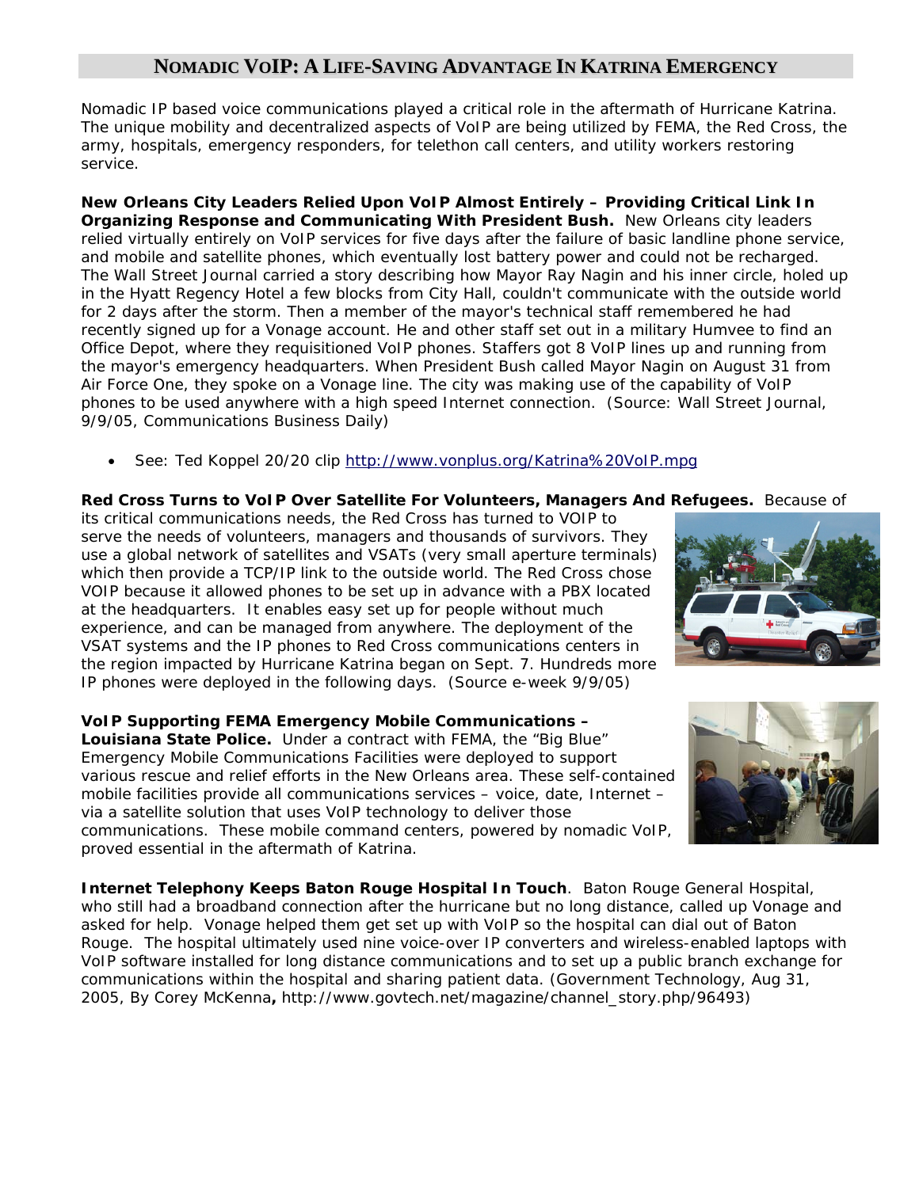# Nomadic VoIP: A Life-Saving Advantage In Katrina Emergency

Nomadic IP based voice communications played a critical role in the aftermath of Hurricane Katrina. The unique mobility and decentralized aspects of VoIP are being utilized by FEMA, the Red Cross, the army, hospitals, emergency responders, for telethon call centers, and utility workers restoring service.

**New Orleans City Leaders Relied Upon VoIP Almost Entirely – Providing Critical Link In Organizing Response and Communicating With President Bush.** New Orleans city leaders relied virtually entirely on VoIP services for five days after the failure of basic landline phone service, and mobile and satellite phones, which eventually lost battery power and could not be recharged. The Wall Street Journal carried a story describing how Mayor Ray Nagin and his inner circle, holed up in the Hyatt Regency Hotel a few blocks from City Hall, couldn't communicate with the outside world for 2 days after the storm. Then a member of the mayor's technical staff remembered he had recently signed up for a Vonage account. He and other staff set out in a military Humvee to find an Office Depot, where they requisitioned VoIP phones. Staffers got 8 VoIP lines up and running from the mayor's emergency headquarters. When President Bush called Mayor Nagin on August 31 from Air Force One, they spoke on a Vonage line. The city was making use of the capability of VoIP phones to be used anywhere with a high speed Internet connection. (Source: Wall Street Journal, 9/9/05, Communications Business Daily)

- See: Ted Koppel 20/20 clip http://www.vonplus.org/Katrina%20VoIP.mpg

**Red Cross Turns to VoIP Over Satellite For Volunteers, Managers And Refugees.** Because of its critical communications needs, the Red Cross has turned to VOIP to serve the needs of volunteers, managers and thousands of survivors. They use a global network of satellites and VSATs (very small aperture terminals) which then provide a TCP/IP link to the outside world. The Red Cross chose VOIP because it allowed phones to be set up in advance with a PBX located at the headquarters. It enables easy set up for people without much experience, and can be managed from anywhere. The deployment of the VSAT systems and the IP phones to Red Cross communications centers in the region impacted by Hurricane Katrina began on Sept. 7. Hundreds more IP phones were deployed in the following days. (Source e-week 9/9/05)

**VoIP Supporting FEMA Emergency Mobile Communications – Louisiana State Police.** Under a contract with FEMA, the "Big Blue" Emergency Mobile Communications Facilities were deployed to support various rescue and relief efforts in the New Orleans area. These self-contained mobile facilities provide all communications services – voice, date, Internet – via a satellite solution that uses VoIP technology to deliver those communications. These mobile command centers, powered by nomadic VoIP, proved essential in the aftermath of Katrina.

**Internet Telephony Keeps Baton Rouge Hospital In Touch**. Baton Rouge General Hospital, who still had a broadband connection after the hurricane but no long distance, called up Vonage and asked for help. Vonage helped them get set up with VoIP so the hospital can dial out of Baton Rouge. The hospital ultimately used nine voice-over IP converters and wireless-enabled laptops with VoIP software installed for long distance communications and to set up a public branch exchange for communications within the hospital and sharing patient data. (Government Technology, Aug 31, 2005, By Corey McKenna**,** http://www.govtech.net/magazine/channel_story.php/96493)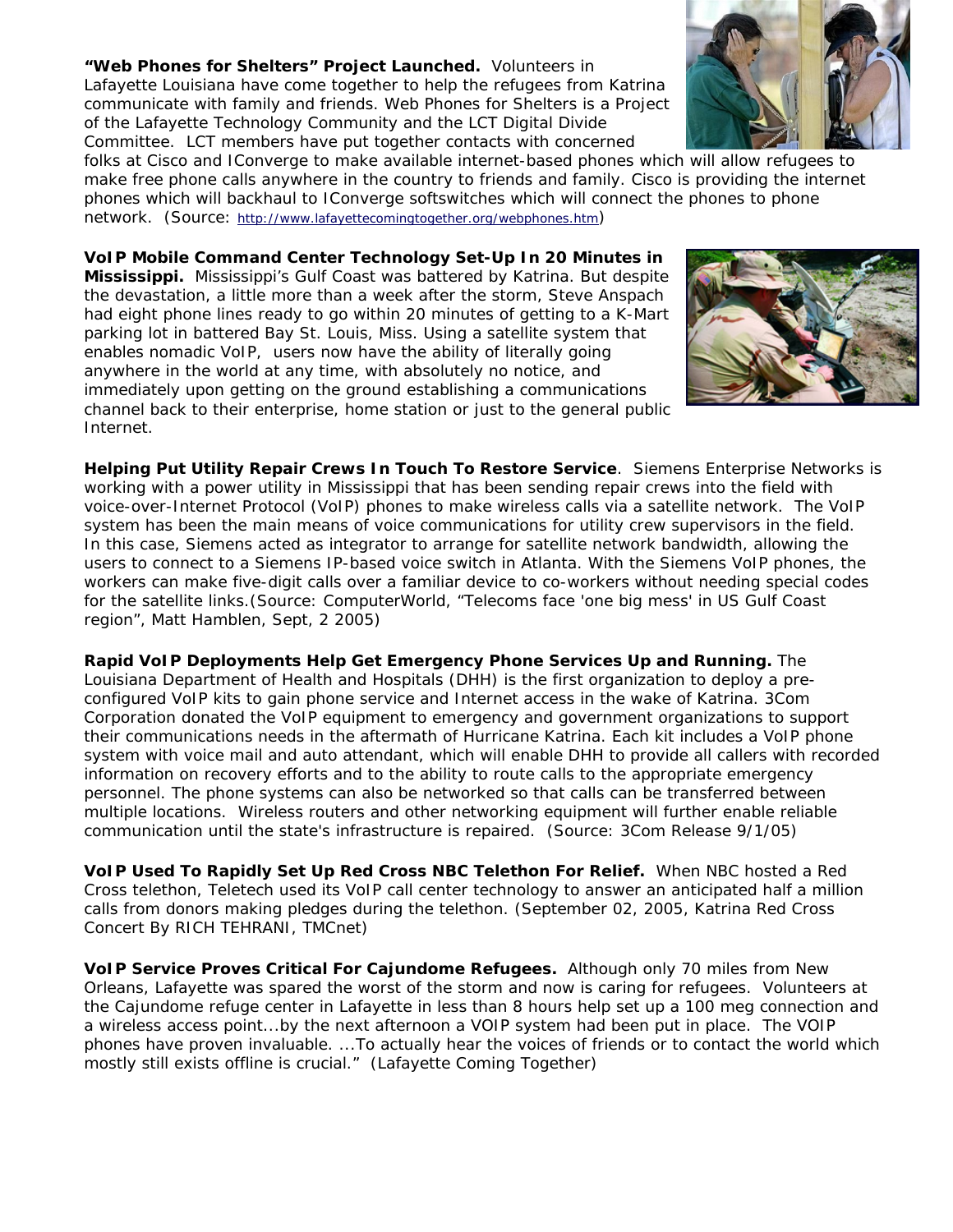**"Web Phones for Shelters" Project Launched.** Volunteers in Lafayette Louisiana have come together to help the refugees from Katrina communicate with family and friends. Web Phones for Shelters is a Project of the Lafayette Technology Community and the LCT Digital Divide Committee. LCT members have put together contacts with concerned folks at Cisco and IConverge to make available internet-based phones which will allow refugees to make free phone calls anywhere in the country to friends and family. Cisco is providing the internet phones which will backhaul to IConverge softswitches which will connect the phones to phone network. (Source: http://www.lafayettecomingtogether.org/webphones.htm)

**VoIP Mobile Command Center Technology Set-Up In 20 Minutes in Mississippi.** Mississippi's Gulf Coast was battered by Katrina. But despite the devastation, a little more than a week after the storm, Steve Anspach had eight phone lines ready to go within 20 minutes of getting to a K-Mart parking lot in battered Bay St. Louis, Miss. Using a satellite system that enables nomadic VoIP, users now have the ability of literally going anywhere in the world at any time, with absolutely no notice, and immediately upon getting on the ground establishing a communications channel back to their enterprise, home station or just to the general public Internet.

**Helping Put Utility Repair Crews In Touch To Restore Service**. Siemens Enterprise Networks is working with a power utility in Mississippi that has been sending repair crews into the field with voice-over-Internet Protocol (VoIP) phones to make wireless calls via a satellite network. The VoIP system has been the main means of voice communications for utility crew supervisors in the field. In this case, Siemens acted as integrator to arrange for satellite network bandwidth, allowing the users to connect to a Siemens IP-based voice switch in Atlanta. With the Siemens VoIP phones, the workers can make five-digit calls over a familiar device to co-workers without needing special codes for the satellite links.(Source: ComputerWorld, "Telecoms face 'one big mess' in US Gulf Coast region", Matt Hamblen, Sept, 2 2005)

**Rapid VoIP Deployments Help Get Emergency Phone Services Up and Running.** The Louisiana Department of Health and Hospitals (DHH) is the first organization to deploy a pre-configured VoIP kits to gain phone service and Internet access in the wake of Katrina. 3Com Corporation donated the VoIP equipment to emergency and government organizations to support their communications needs in the aftermath of Hurricane Katrina. Each kit includes a VoIP phone system with voice mail and auto attendant, which will enable DHH to provide all callers with recorded information on recovery efforts and to the ability to route calls to the appropriate emergency personnel. The phone systems can also be networked so that calls can be transferred between multiple locations. Wireless routers and other networking equipment will further enable reliable communication until the state's infrastructure is repaired. (Source: 3Com Release 9/1/05)

**VoIP Used To Rapidly Set Up Red Cross NBC Telethon For Relief.** When NBC hosted a Red Cross telethon, Teletech used its VoIP call center technology to answer an anticipated half a million calls from donors making pledges during the telethon. (September 02, 2005, Katrina Red Cross Concert By RICH TEHRANI, TMCnet)

**VoIP Service Proves Critical For Cajundome Refugees.** Although only 70 miles from New Orleans, Lafayette was spared the worst of the storm and now is caring for refugees. Volunteers at the Cajundome refuge center in Lafayette in less than 8 hours help set up a 100 meg connection and a wireless access point...by the next afternoon a VOIP system had been put in place. The VOIP phones have proven invaluable. ...To actually hear the voices of friends or to contact the world which mostly still exists offline is crucial." (Lafayette Coming Together)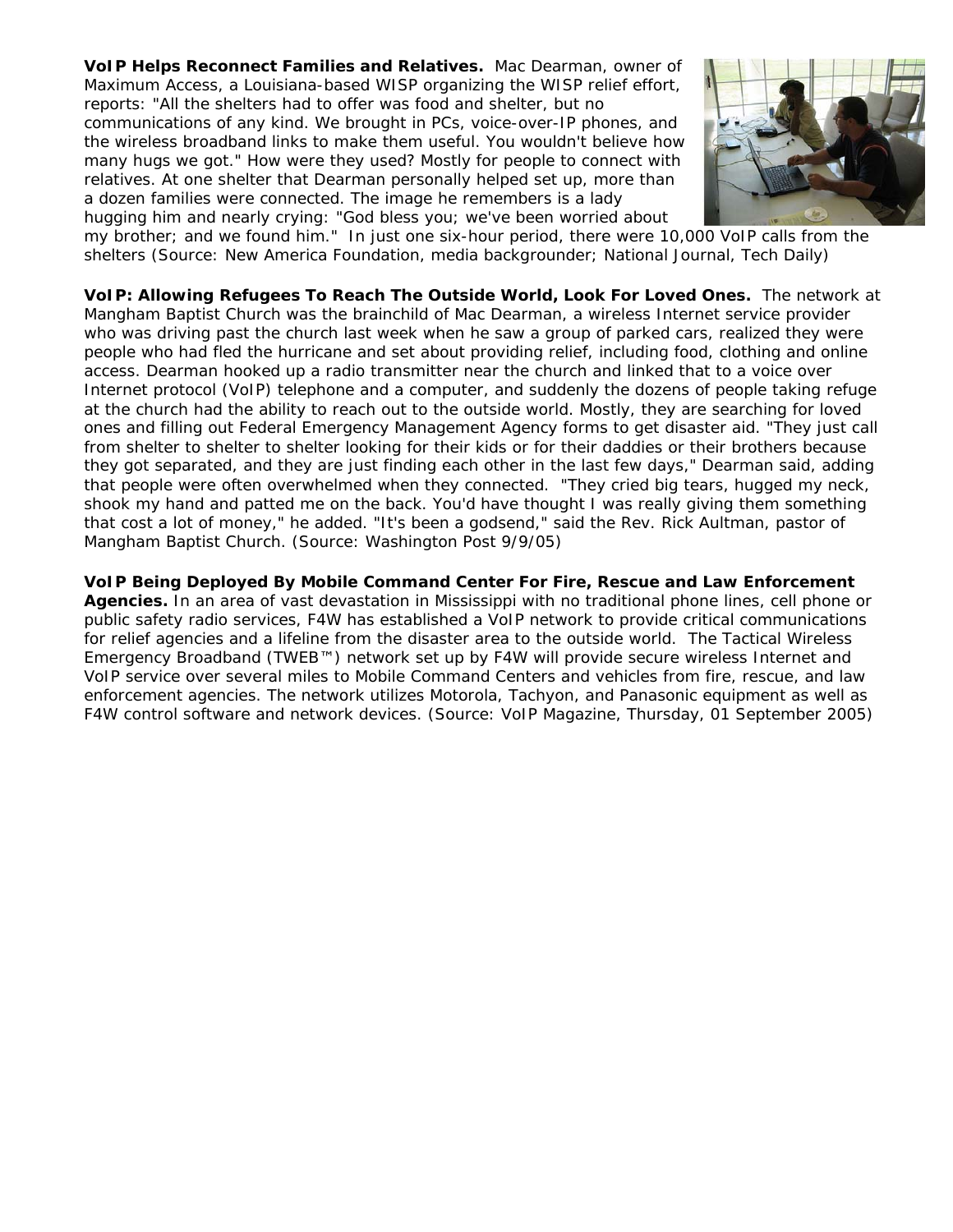**VoIP Helps Reconnect Families and Relatives.** Mac Dearman, owner of Maximum Access, a Louisiana-based WISP organizing the WISP relief effort, reports: "All the shelters had to offer was food and shelter, but no communications of any kind. We brought in PCs, voice-over-IP phones, and the wireless broadband links to make them useful. You wouldn't believe how many hugs we got." How were they used? Mostly for people to connect with relatives. At one shelter that Dearman personally helped set up, more than a dozen families were connected. The image he remembers is a lady hugging him and nearly crying: "God bless you; we've been worried about my brother; and we found him." In just one six-hour period, there were 10,000 VoIP calls from the shelters (Source: New America Foundation, media backgrounder; National Journal, Tech Daily)

**VoIP: Allowing Refugees To Reach The Outside World, Look For Loved Ones.** The network at Mangham Baptist Church was the brainchild of Mac Dearman, a wireless Internet service provider who was driving past the church last week when he saw a group of parked cars, realized they were people who had fled the hurricane and set about providing relief, including food, clothing and online access. Dearman hooked up a radio transmitter near the church and linked that to a voice over Internet protocol (VoIP) telephone and a computer, and suddenly the dozens of people taking refuge at the church had the ability to reach out to the outside world. Mostly, they are searching for loved ones and filling out Federal Emergency Management Agency forms to get disaster aid. "They just call from shelter to shelter to shelter looking for their kids or for their daddies or their brothers because they got separated, and they are just finding each other in the last few days," Dearman said, adding that people were often overwhelmed when they connected. "They cried big tears, hugged my neck, shook my hand and patted me on the back. You'd have thought I was really giving them something that cost a lot of money," he added. "It's been a godsend," said the Rev. Rick Aultman, pastor of Mangham Baptist Church. (Source: Washington Post 9/9/05)

**VoIP Being Deployed By Mobile Command Center For Fire, Rescue and Law Enforcement Agencies.** In an area of vast devastation in Mississippi with no traditional phone lines, cell phone or public safety radio services, F4W has established a VoIP network to provide critical communications for relief agencies and a lifeline from the disaster area to the outside world. The Tactical Wireless Emergency Broadband (TWEB™) network set up by F4W will provide secure wireless Internet and VoIP service over several miles to Mobile Command Centers and vehicles from fire, rescue, and law enforcement agencies. The network utilizes Motorola, Tachyon, and Panasonic equipment as well as F4W control software and network devices. (Source: VoIP Magazine, Thursday, 01 September 2005)